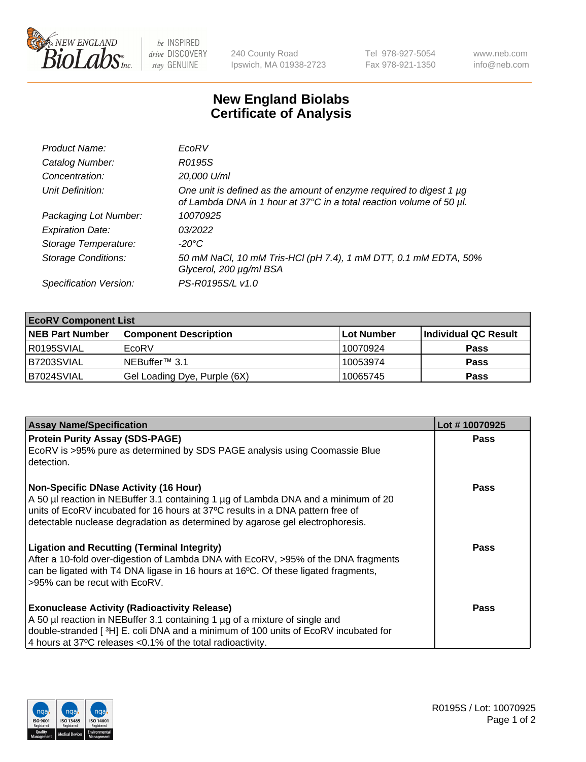# New England Biolabs Certificate of Analysis

| | |
|---|---|
| *Product Name:* | *EcoRV* |
| *Catalog Number:* | *R0195S* |
| *Concentration:* | *20,000 U/ml* |
| *Unit Definition:* | *One unit is defined as the amount of enzyme required to digest 1 µg of Lambda DNA in 1 hour at 37°C in a total reaction volume of 50 µl.* |
| *Packaging Lot Number:* | *10070925* |
| *Expiration Date:* | *03/2022* |
| *Storage Temperature:* | *-20°C* |
| *Storage Conditions:* | *50 mM NaCl, 10 mM Tris-HCl (pH 7.4), 1 mM DTT, 0.1 mM EDTA, 50% Glycerol, 200 µg/ml BSA* |
| *Specification Version:* | *PS-R0195S/L v1.0* |

| **EcoRV Component List** | | | |
|---|---|---|---|
| **NEB Part Number** | **Component Description** | **Lot Number** | **Individual QC Result** |
| R0195SVIAL | EcoRV | 10070924 | **Pass** |
| B7203SVIAL | NEBuffer™ 3.1 | 10053974 | **Pass** |
| B7024SVIAL | Gel Loading Dye, Purple (6X) | 10065745 | **Pass** |

| **Assay Name/Specification** | **Lot # 10070925** |
|---|---|
| **Protein Purity Assay (SDS-PAGE)**<br>EcoRV is >95% pure as determined by SDS PAGE analysis using Coomassie Blue detection. | **Pass** |
| **Non-Specific DNase Activity (16 Hour)**<br>A 50 µl reaction in NEBuffer 3.1 containing 1 µg of Lambda DNA and a minimum of 20 units of EcoRV incubated for 16 hours at 37ºC results in a DNA pattern free of detectable nuclease degradation as determined by agarose gel electrophoresis. | **Pass** |
| **Ligation and Recutting (Terminal Integrity)**<br>After a 10-fold over-digestion of Lambda DNA with EcoRV, >95% of the DNA fragments can be ligated with T4 DNA ligase in 16 hours at 16ºC. Of these ligated fragments, >95% can be recut with EcoRV. | **Pass** |
| **Exonuclease Activity (Radioactivity Release)**<br>A 50 µl reaction in NEBuffer 3.1 containing 1 µg of a mixture of single and double-stranded [ $^3$H] E. coli DNA and a minimum of 100 units of EcoRV incubated for 4 hours at 37ºC releases <0.1% of the total radioactivity. | **Pass** |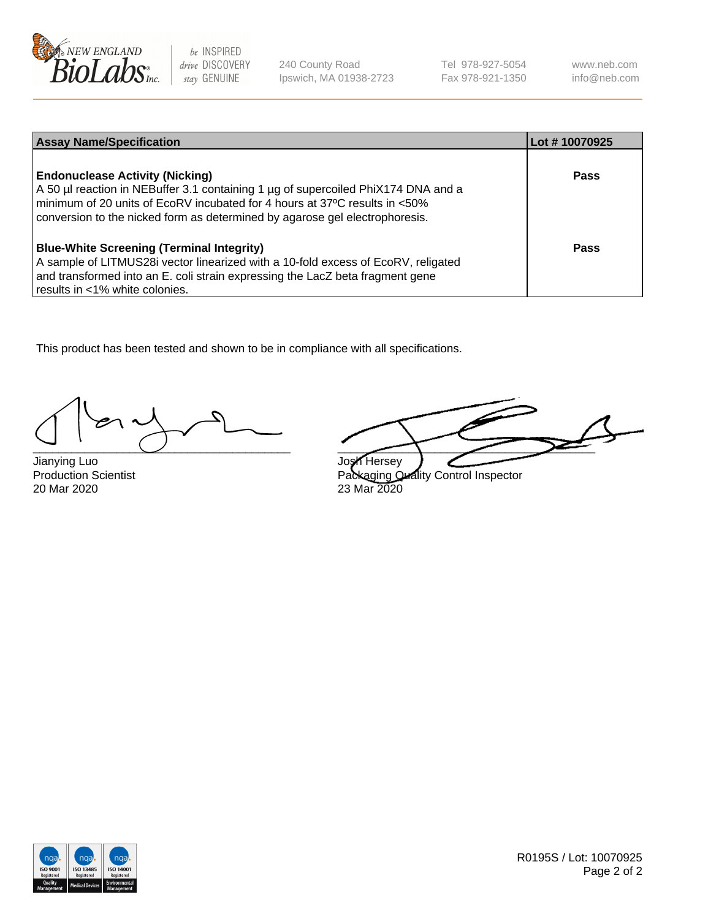New England BioLabs Inc. — be INSPIRED drive DISCOVERY stay GENUINE

240 County Road
Ipswich, MA 01938-2723

Tel 978-927-5054
Fax 978-921-1350

www.neb.com
info@neb.com

| Assay Name/Specification | Lot # 10070925 |
| --- | --- |
| **Endonuclease Activity (Nicking)**<br>A 50 µl reaction in NEBuffer 3.1 containing 1 µg of supercoiled PhiX174 DNA and a minimum of 20 units of EcoRV incubated for 4 hours at 37ºC results in <50% conversion to the nicked form as determined by agarose gel electrophoresis. | **Pass** |
| **Blue-White Screening (Terminal Integrity)**<br>A sample of LITMUS28i vector linearized with a 10-fold excess of EcoRV, religated and transformed into an E. coli strain expressing the LacZ beta fragment gene results in <1% white colonies. | **Pass** |

This product has been tested and shown to be in compliance with all specifications.

Jianying Luo
Production Scientist
20 Mar 2020

Josh Hersey
Packaging Quality Control Inspector
23 Mar 2020

ISO 9001 Registered Quality Management | ISO 13485 Registered Medical Devices | ISO 14001 Registered Environmental Management

R0195S / Lot: 10070925